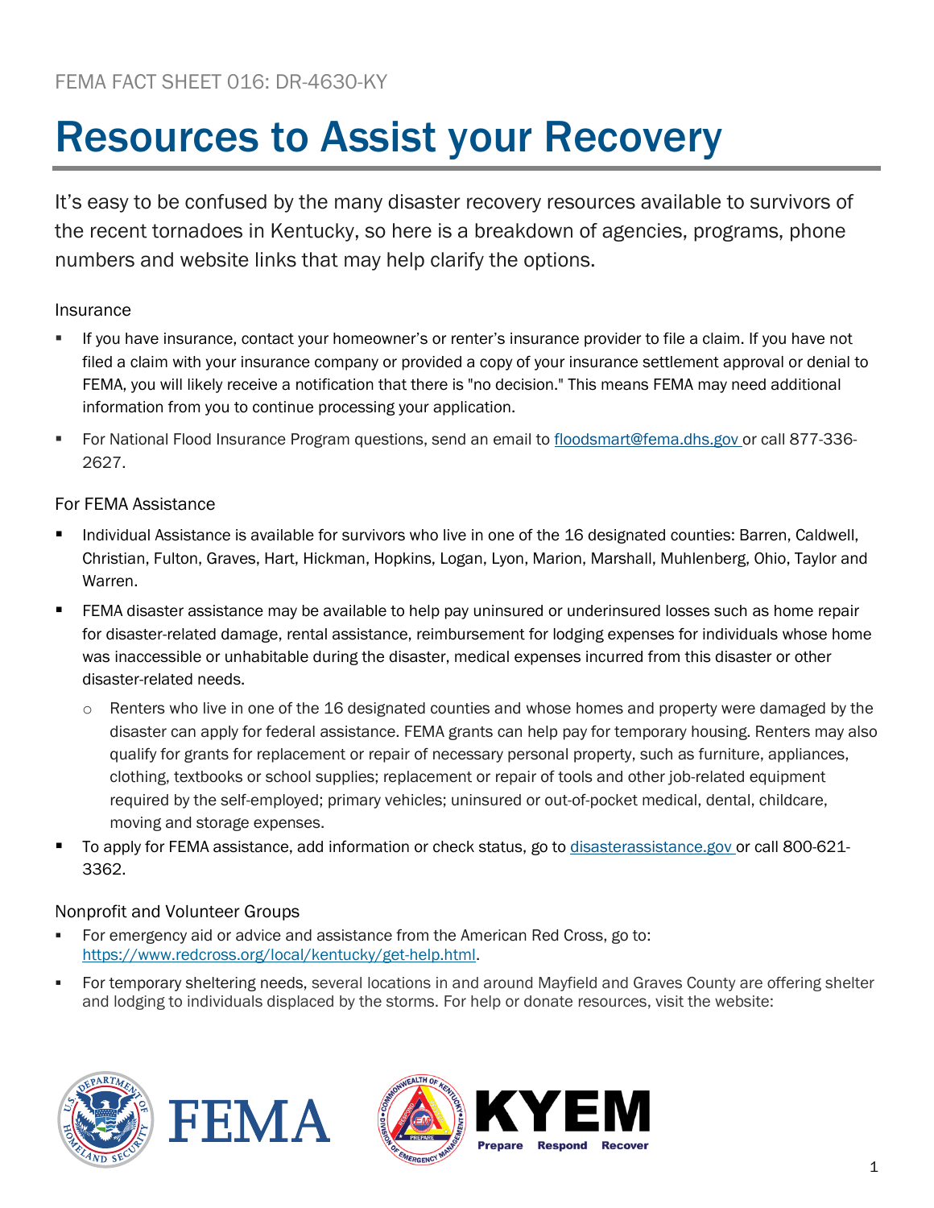FEMA FACT SHEET 016: DR-4630-KY

# Resources to Assist your Recovery

It's easy to be confused by the many disaster recovery resources available to survivors of the recent tornadoes in Kentucky, so here is a breakdown of agencies, programs, phone numbers and website links that may help clarify the options.

## Insurance

- If you have insurance, contact your homeowner's or renter's insurance provider to file a claim. If you have not filed a claim with your insurance company or provided a copy of your insurance settlement approval or denial to FEMA, you will likely receive a notification that there is "no decision." This means FEMA may need additional information from you to continue processing your application.
- For National Flood Insurance Program questions, send an email to floodsmart@fema.dhs.gov or call 877-336-2627.

## For FEMA Assistance

- Individual Assistance is available for survivors who live in one of the 16 designated counties: Barren, Caldwell, Christian, Fulton, Graves, Hart, Hickman, Hopkins, Logan, Lyon, Marion, Marshall, Muhlenberg, Ohio, Taylor and Warren.
- FEMA disaster assistance may be available to help pay uninsured or underinsured losses such as home repair for disaster-related damage, rental assistance, reimbursement for lodging expenses for individuals whose home was inaccessible or unhabitable during the disaster, medical expenses incurred from this disaster or other disaster-related needs.
  - Renters who live in one of the 16 designated counties and whose homes and property were damaged by the disaster can apply for federal assistance. FEMA grants can help pay for temporary housing. Renters may also qualify for grants for replacement or repair of necessary personal property, such as furniture, appliances, clothing, textbooks or school supplies; replacement or repair of tools and other job-related equipment required by the self-employed; primary vehicles; uninsured or out-of-pocket medical, dental, childcare, moving and storage expenses.
- To apply for FEMA assistance, add information or check status, go to disasterassistance.gov or call 800-621-3362.

## Nonprofit and Volunteer Groups

- For emergency aid or advice and assistance from the American Red Cross, go to: https://www.redcross.org/local/kentucky/get-help.html.
- For temporary sheltering needs, several locations in and around Mayfield and Graves County are offering shelter and lodging to individuals displaced by the storms. For help or donate resources, visit the website: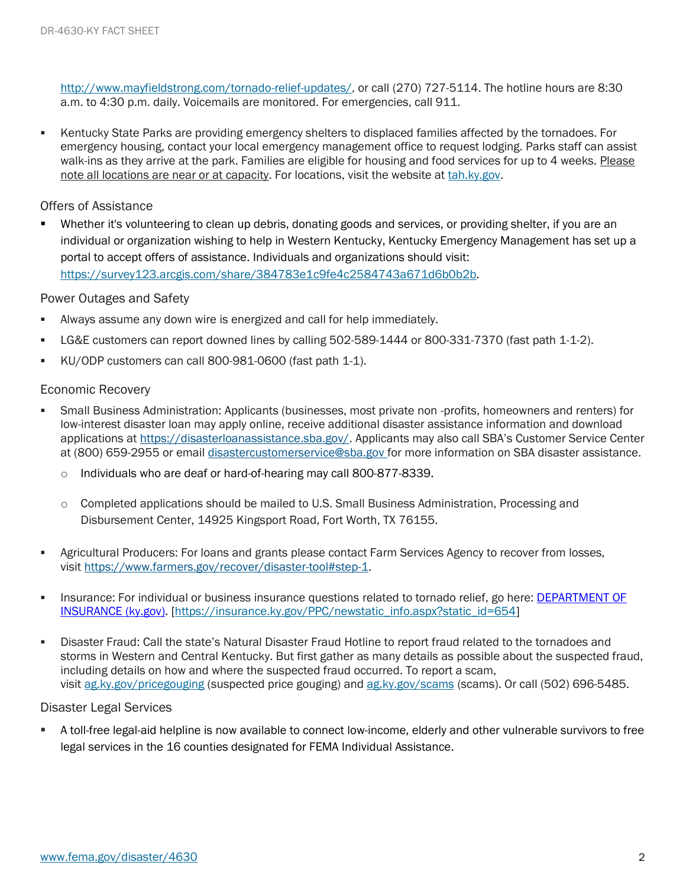http://www.mayfieldstrong.com/tornado-relief-updates/, or call (270) 727-5114. The hotline hours are 8:30 a.m. to 4:30 p.m. daily. Voicemails are monitored. For emergencies, call 911.

- Kentucky State Parks are providing emergency shelters to displaced families affected by the tornadoes. For emergency housing, contact your local emergency management office to request lodging. Parks staff can assist walk-ins as they arrive at the park. Families are eligible for housing and food services for up to 4 weeks. Please note all locations are near or at capacity. For locations, visit the website at tah.ky.gov.

## Offers of Assistance

- Whether it's volunteering to clean up debris, donating goods and services, or providing shelter, if you are an individual or organization wishing to help in Western Kentucky, Kentucky Emergency Management has set up a portal to accept offers of assistance. Individuals and organizations should visit: https://survey123.arcgis.com/share/384783e1c9fe4c2584743a671d6b0b2b.

## Power Outages and Safety

- Always assume any down wire is energized and call for help immediately.
- LG&E customers can report downed lines by calling 502-589-1444 or 800-331-7370 (fast path 1-1-2).
- KU/ODP customers can call 800-981-0600 (fast path 1-1).

## Economic Recovery

- Small Business Administration: Applicants (businesses, most private non -profits, homeowners and renters) for low-interest disaster loan may apply online, receive additional disaster assistance information and download applications at https://disasterloanassistance.sba.gov/. Applicants may also call SBA's Customer Service Center at (800) 659-2955 or email disastercustomerservice@sba.gov for more information on SBA disaster assistance.
  - Individuals who are deaf or hard-of-hearing may call 800-877-8339.
  - Completed applications should be mailed to U.S. Small Business Administration, Processing and Disbursement Center, 14925 Kingsport Road, Fort Worth, TX 76155.
- Agricultural Producers: For loans and grants please contact Farm Services Agency to recover from losses, visit https://www.farmers.gov/recover/disaster-tool#step-1.
- Insurance: For individual or business insurance questions related to tornado relief, go here: DEPARTMENT OF INSURANCE (ky.gov). [https://insurance.ky.gov/PPC/newstatic_info.aspx?static_id=654]
- Disaster Fraud: Call the state's Natural Disaster Fraud Hotline to report fraud related to the tornadoes and storms in Western and Central Kentucky. But first gather as many details as possible about the suspected fraud, including details on how and where the suspected fraud occurred. To report a scam, visit ag.ky.gov/pricegouging (suspected price gouging) and ag.ky.gov/scams (scams). Or call (502) 696-5485.

## Disaster Legal Services

- A toll-free legal-aid helpline is now available to connect low-income, elderly and other vulnerable survivors to free legal services in the 16 counties designated for FEMA Individual Assistance.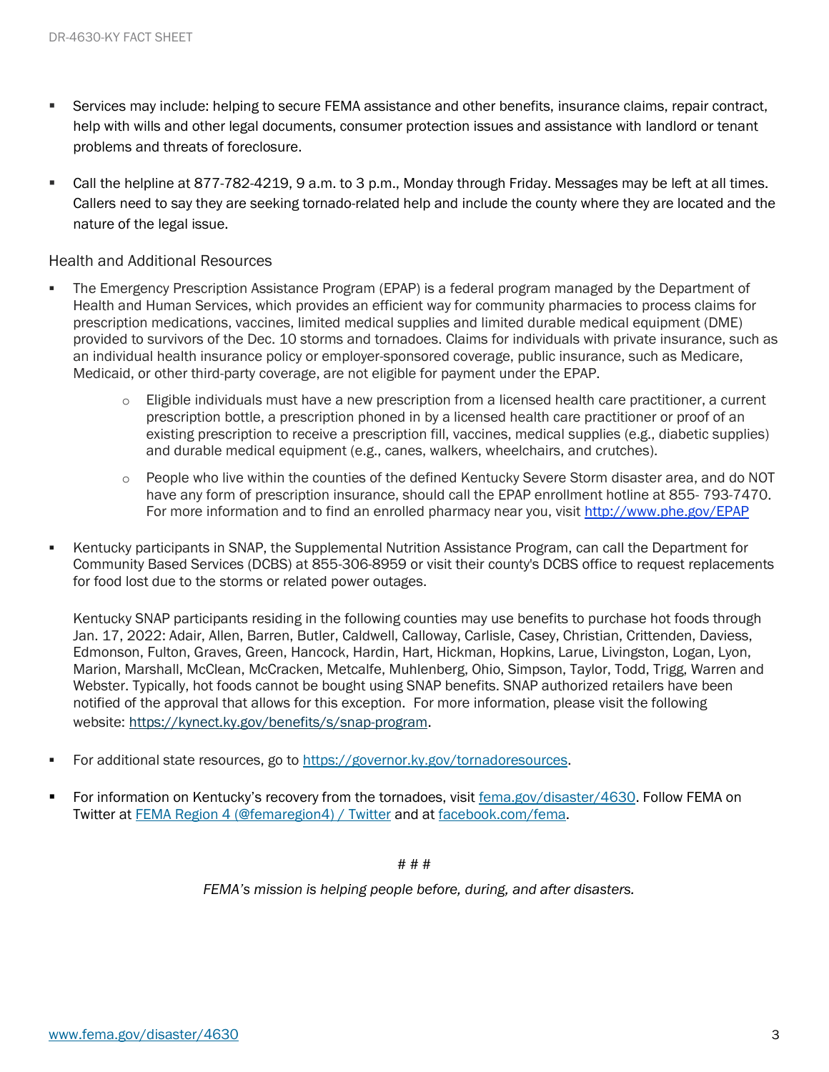- Services may include: helping to secure FEMA assistance and other benefits, insurance claims, repair contract, help with wills and other legal documents, consumer protection issues and assistance with landlord or tenant problems and threats of foreclosure.

- Call the helpline at 877-782-4219, 9 a.m. to 3 p.m., Monday through Friday. Messages may be left at all times. Callers need to say they are seeking tornado-related help and include the county where they are located and the nature of the legal issue.

## Health and Additional Resources

- The Emergency Prescription Assistance Program (EPAP) is a federal program managed by the Department of Health and Human Services, which provides an efficient way for community pharmacies to process claims for prescription medications, vaccines, limited medical supplies and limited durable medical equipment (DME) provided to survivors of the Dec. 10 storms and tornadoes. Claims for individuals with private insurance, such as an individual health insurance policy or employer-sponsored coverage, public insurance, such as Medicare, Medicaid, or other third-party coverage, are not eligible for payment under the EPAP.
    - Eligible individuals must have a new prescription from a licensed health care practitioner, a current prescription bottle, a prescription phoned in by a licensed health care practitioner or proof of an existing prescription to receive a prescription fill, vaccines, medical supplies (e.g., diabetic supplies) and durable medical equipment (e.g., canes, walkers, wheelchairs, and crutches).
    - People who live within the counties of the defined Kentucky Severe Storm disaster area, and do NOT have any form of prescription insurance, should call the EPAP enrollment hotline at 855- 793-7470. For more information and to find an enrolled pharmacy near you, visit [http://www.phe.gov/EPAP](http://www.phe.gov/EPAP)

- Kentucky participants in SNAP, the Supplemental Nutrition Assistance Program, can call the Department for Community Based Services (DCBS) at 855-306-8959 or visit their county's DCBS office to request replacements for food lost due to the storms or related power outages.

  Kentucky SNAP participants residing in the following counties may use benefits to purchase hot foods through Jan. 17, 2022: Adair, Allen, Barren, Butler, Caldwell, Calloway, Carlisle, Casey, Christian, Crittenden, Daviess, Edmonson, Fulton, Graves, Green, Hancock, Hardin, Hart, Hickman, Hopkins, Larue, Livingston, Logan, Lyon, Marion, Marshall, McClean, McCracken, Metcalfe, Muhlenberg, Ohio, Simpson, Taylor, Todd, Trigg, Warren and Webster. Typically, hot foods cannot be bought using SNAP benefits. SNAP authorized retailers have been notified of the approval that allows for this exception. For more information, please visit the following website: [https://kynect.ky.gov/benefits/s/snap-program](https://kynect.ky.gov/benefits/s/snap-program).

- For additional state resources, go to [https://governor.ky.gov/tornadoresources](https://governor.ky.gov/tornadoresources).

- For information on Kentucky's recovery from the tornadoes, visit [fema.gov/disaster/4630](https://fema.gov/disaster/4630). Follow FEMA on Twitter at FEMA Region 4 (@femaregion4) / Twitter and at [facebook.com/fema](https://facebook.com/fema).

# # #

*FEMA's mission is helping people before, during, and after disasters.*